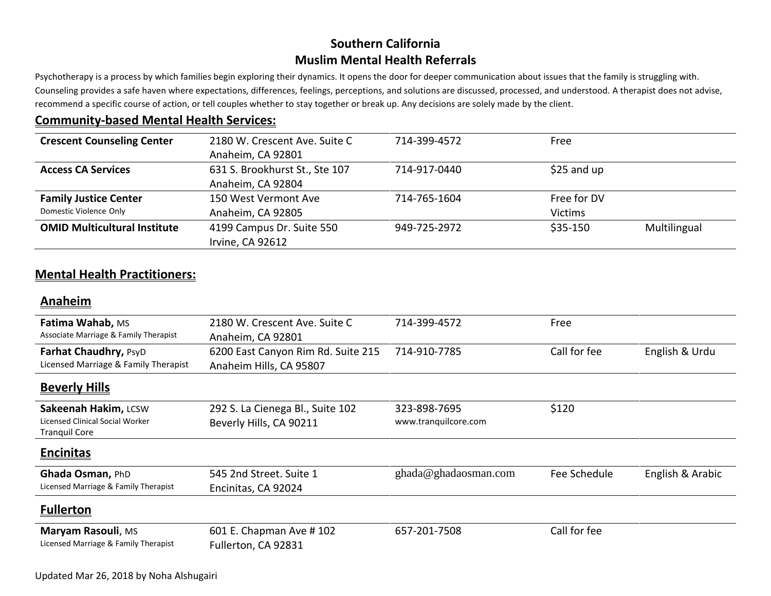# Southern California
# Muslim Mental Health Referrals

Psychotherapy is a process by which families begin exploring their dynamics. It opens the door for deeper communication about issues that the family is struggling with. Counseling provides a safe haven where expectations, differences, feelings, perceptions, and solutions are discussed, processed, and understood. A therapist does not advise, recommend a specific course of action, or tell couples whether to stay together or break up. Any decisions are solely made by the client.

## Community-based Mental Health Services:

| | | | | |
|---|---|---|---|---|
| **Crescent Counseling Center** | 2180 W. Crescent Ave. Suite C Anaheim, CA 92801 | 714-399-4572 | Free | |
| **Access CA Services** | 631 S. Brookhurst St., Ste 107 Anaheim, CA 92804 | 714-917-0440 | $25 and up | |
| **Family Justice Center** Domestic Violence Only | 150 West Vermont Ave Anaheim, CA 92805 | 714-765-1604 | Free for DV Victims | |
| **OMID Multicultural Institute** | 4199 Campus Dr. Suite 550 Irvine, CA 92612 | 949-725-2972 | $35-150 | Multilingual |

## Mental Health Practitioners:

### Anaheim

| | | | | |
|---|---|---|---|---|
| **Fatima Wahab,** MS Associate Marriage & Family Therapist | 2180 W. Crescent Ave. Suite C Anaheim, CA 92801 | 714-399-4572 | Free | |
| **Farhat Chaudhry,** PsyD Licensed Marriage & Family Therapist | 6200 East Canyon Rim Rd. Suite 215 Anaheim Hills, CA 95807 | 714-910-7785 | Call for fee | English & Urdu |

### Beverly Hills

| | | | | |
|---|---|---|---|---|
| **Sakeenah Hakim,** LCSW Licensed Clinical Social Worker Tranquil Core | 292 S. La Cienega Bl., Suite 102 Beverly Hills, CA 90211 | 323-898-7695 www.tranquilcore.com | $120 | |

### Encinitas

| | | | | |
|---|---|---|---|---|
| **Ghada Osman,** PhD Licensed Marriage & Family Therapist | 545 2nd Street. Suite 1 Encinitas, CA 92024 | ghada@ghadaosman.com | Fee Schedule | English & Arabic |

### Fullerton

| | | | | |
|---|---|---|---|---|
| **Maryam Rasouli**, MS Licensed Marriage & Family Therapist | 601 E. Chapman Ave # 102 Fullerton, CA 92831 | 657-201-7508 | Call for fee | |

Updated Mar 26, 2018 by Noha Alshugairi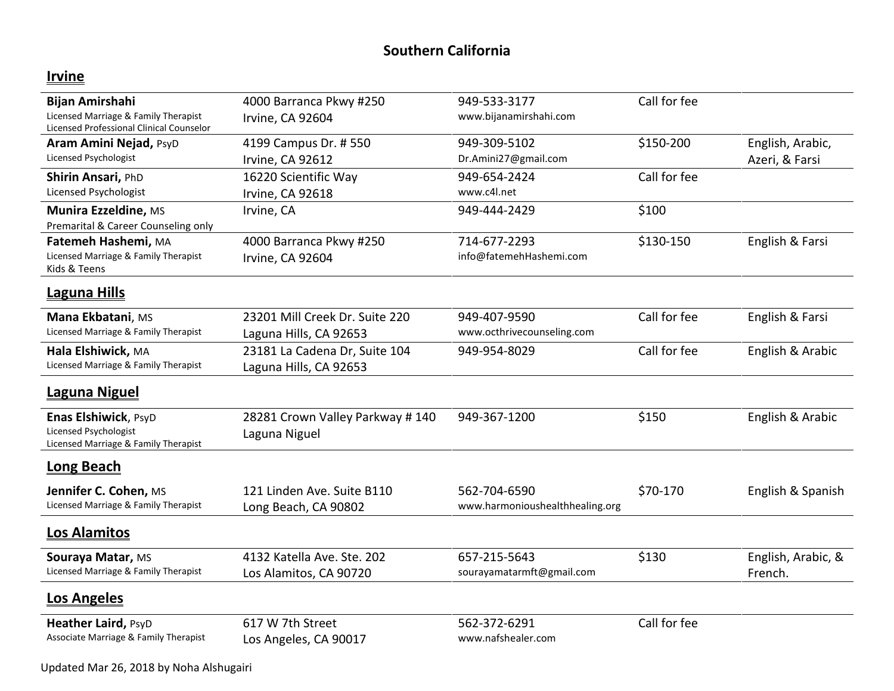# Southern California

## Irvine

| Name | Address | Contact | Fee | Languages |
|---|---|---|---|---|
| **Bijan Amirshahi**<br>Licensed Marriage & Family Therapist<br>Licensed Professional Clinical Counselor | 4000 Barranca Pkwy #250<br>Irvine, CA 92604 | 949-533-3177<br>www.bijanamirshahi.com | Call for fee | |
| **Aram Amini Nejad,** PsyD<br>Licensed Psychologist | 4199 Campus Dr. # 550<br>Irvine, CA 92612 | 949-309-5102<br>Dr.Amini27@gmail.com | $150-200 | English, Arabic, Azeri, & Farsi |
| **Shirin Ansari,** PhD<br>Licensed Psychologist | 16220 Scientific Way<br>Irvine, CA 92618 | 949-654-2424<br>www.c4l.net | Call for fee | |
| **Munira Ezzeldine,** MS<br>Premarital & Career Counseling only | Irvine, CA | 949-444-2429 | $100 | |
| **Fatemeh Hashemi,** MA<br>Licensed Marriage & Family Therapist<br>Kids & Teens | 4000 Barranca Pkwy #250<br>Irvine, CA 92604 | 714-677-2293<br>info@fatemehHashemi.com | $130-150 | English & Farsi |

## Laguna Hills

| Name | Address | Contact | Fee | Languages |
|---|---|---|---|---|
| **Mana Ekbatani**, MS<br>Licensed Marriage & Family Therapist | 23201 Mill Creek Dr. Suite 220<br>Laguna Hills, CA 92653 | 949-407-9590<br>www.octhrivecounseling.com | Call for fee | English & Farsi |
| **Hala Elshiwick,** MA<br>Licensed Marriage & Family Therapist | 23181 La Cadena Dr, Suite 104<br>Laguna Hills, CA 92653 | 949-954-8029 | Call for fee | English & Arabic |

## Laguna Niguel

| Name | Address | Contact | Fee | Languages |
|---|---|---|---|---|
| **Enas Elshiwick**, PsyD<br>Licensed Psychologist<br>Licensed Marriage & Family Therapist | 28281 Crown Valley Parkway # 140<br>Laguna Niguel | 949-367-1200 | $150 | English & Arabic |

## Long Beach

| Name | Address | Contact | Fee | Languages |
|---|---|---|---|---|
| **Jennifer C. Cohen,** MS<br>Licensed Marriage & Family Therapist | 121 Linden Ave. Suite B110<br>Long Beach, CA 90802 | 562-704-6590<br>www.harmonioushealthhealing.org | $70-170 | English & Spanish |

## Los Alamitos

| Name | Address | Contact | Fee | Languages |
|---|---|---|---|---|
| **Souraya Matar,** MS<br>Licensed Marriage & Family Therapist | 4132 Katella Ave. Ste. 202<br>Los Alamitos, CA 90720 | 657-215-5643<br>sourayamatarmft@gmail.com | $130 | English, Arabic, & French. |

## Los Angeles

| Name | Address | Contact | Fee | Languages |
|---|---|---|---|---|
| **Heather Laird,** PsyD<br>Associate Marriage & Family Therapist | 617 W 7th Street<br>Los Angeles, CA 90017 | 562-372-6291<br>www.nafshealer.com | Call for fee | |

Updated Mar 26, 2018 by Noha Alshugairi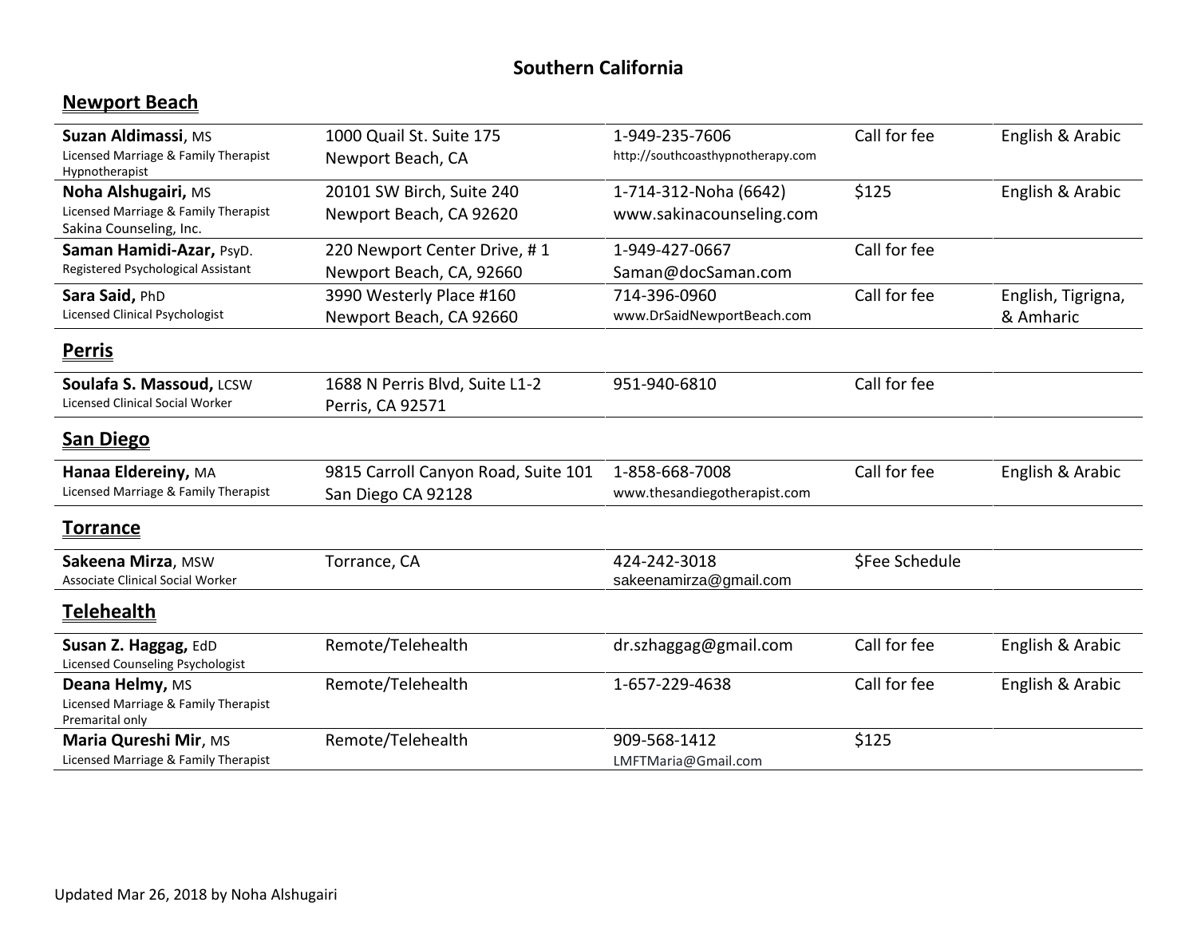# Southern California

## Newport Beach

| Name | Address | Contact | Fee | Languages |
|---|---|---|---|---|
| **Suzan Aldimassi**, MS<br>Licensed Marriage & Family Therapist<br>Hypnotherapist | 1000 Quail St. Suite 175<br>Newport Beach, CA | 1-949-235-7606<br>http://southcoasthypnotherapy.com | Call for fee | English & Arabic |
| **Noha Alshugairi,** MS<br>Licensed Marriage & Family Therapist<br>Sakina Counseling, Inc. | 20101 SW Birch, Suite 240<br>Newport Beach, CA 92620 | 1-714-312-Noha (6642)<br>www.sakinacounseling.com | $125 | English & Arabic |
| **Saman Hamidi-Azar,** PsyD.<br>Registered Psychological Assistant | 220 Newport Center Drive, # 1<br>Newport Beach, CA, 92660 | 1-949-427-0667<br>Saman@docSaman.com | Call for fee | |
| **Sara Said,** PhD<br>Licensed Clinical Psychologist | 3990 Westerly Place #160<br>Newport Beach, CA 92660 | 714-396-0960<br>www.DrSaidNewportBeach.com | Call for fee | English, Tigrigna, & Amharic |

## Perris

| Name | Address | Contact | Fee | Languages |
|---|---|---|---|---|
| **Soulafa S. Massoud,** LCSW<br>Licensed Clinical Social Worker | 1688 N Perris Blvd, Suite L1-2<br>Perris, CA 92571 | 951-940-6810 | Call for fee | |

## San Diego

| Name | Address | Contact | Fee | Languages |
|---|---|---|---|---|
| **Hanaa Eldereiny,** MA<br>Licensed Marriage & Family Therapist | 9815 Carroll Canyon Road, Suite 101<br>San Diego CA 92128 | 1-858-668-7008<br>www.thesandiegotherapist.com | Call for fee | English & Arabic |

## Torrance

| Name | Address | Contact | Fee | Languages |
|---|---|---|---|---|
| **Sakeena Mirza**, MSW<br>Associate Clinical Social Worker | Torrance, CA | 424-242-3018<br>sakeenamirza@gmail.com | $Fee Schedule | |

## Telehealth

| Name | Address | Contact | Fee | Languages |
|---|---|---|---|---|
| **Susan Z. Haggag,** EdD<br>Licensed Counseling Psychologist | Remote/Telehealth | dr.szhaggag@gmail.com | Call for fee | English & Arabic |
| **Deana Helmy,** MS<br>Licensed Marriage & Family Therapist<br>Premarital only | Remote/Telehealth | 1-657-229-4638 | Call for fee | English & Arabic |
| **Maria Qureshi Mir**, MS<br>Licensed Marriage & Family Therapist | Remote/Telehealth | 909-568-1412<br>LMFTMaria@Gmail.com | $125 | |

Updated Mar 26, 2018 by Noha Alshugairi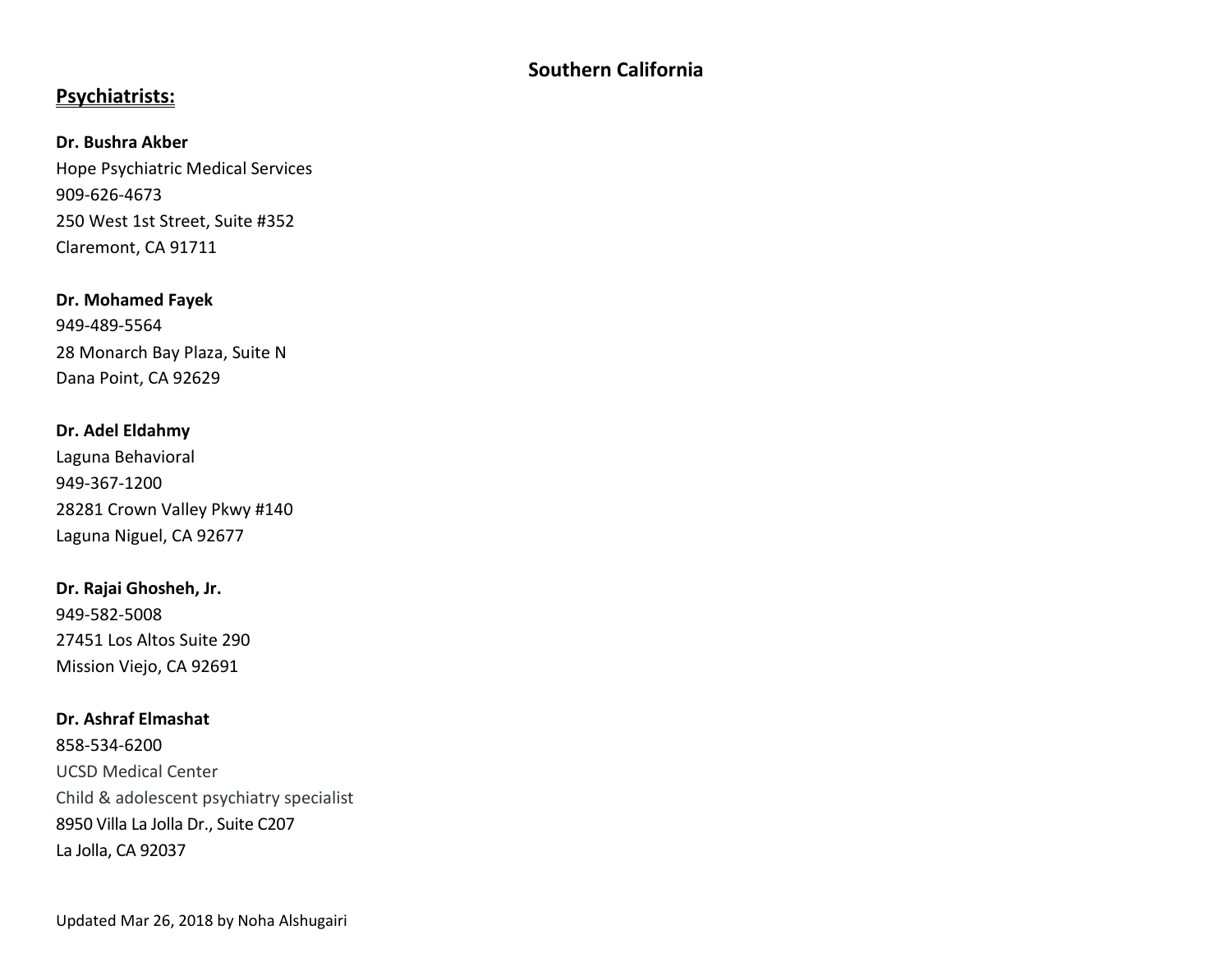## Southern California

### Psychiatrists:

**Dr. Bushra Akber**
Hope Psychiatric Medical Services
909-626-4673
250 West 1st Street, Suite #352
Claremont, CA 91711

**Dr. Mohamed Fayek**
949-489-5564
28 Monarch Bay Plaza, Suite N
Dana Point, CA 92629

**Dr. Adel Eldahmy**
Laguna Behavioral
949-367-1200
28281 Crown Valley Pkwy #140
Laguna Niguel, CA 92677

**Dr. Rajai Ghosheh, Jr.**
949-582-5008
27451 Los Altos Suite 290
Mission Viejo, CA 92691

**Dr. Ashraf Elmashat**
858-534-6200
UCSD Medical Center
Child & adolescent psychiatry specialist
8950 Villa La Jolla Dr., Suite C207
La Jolla, CA 92037